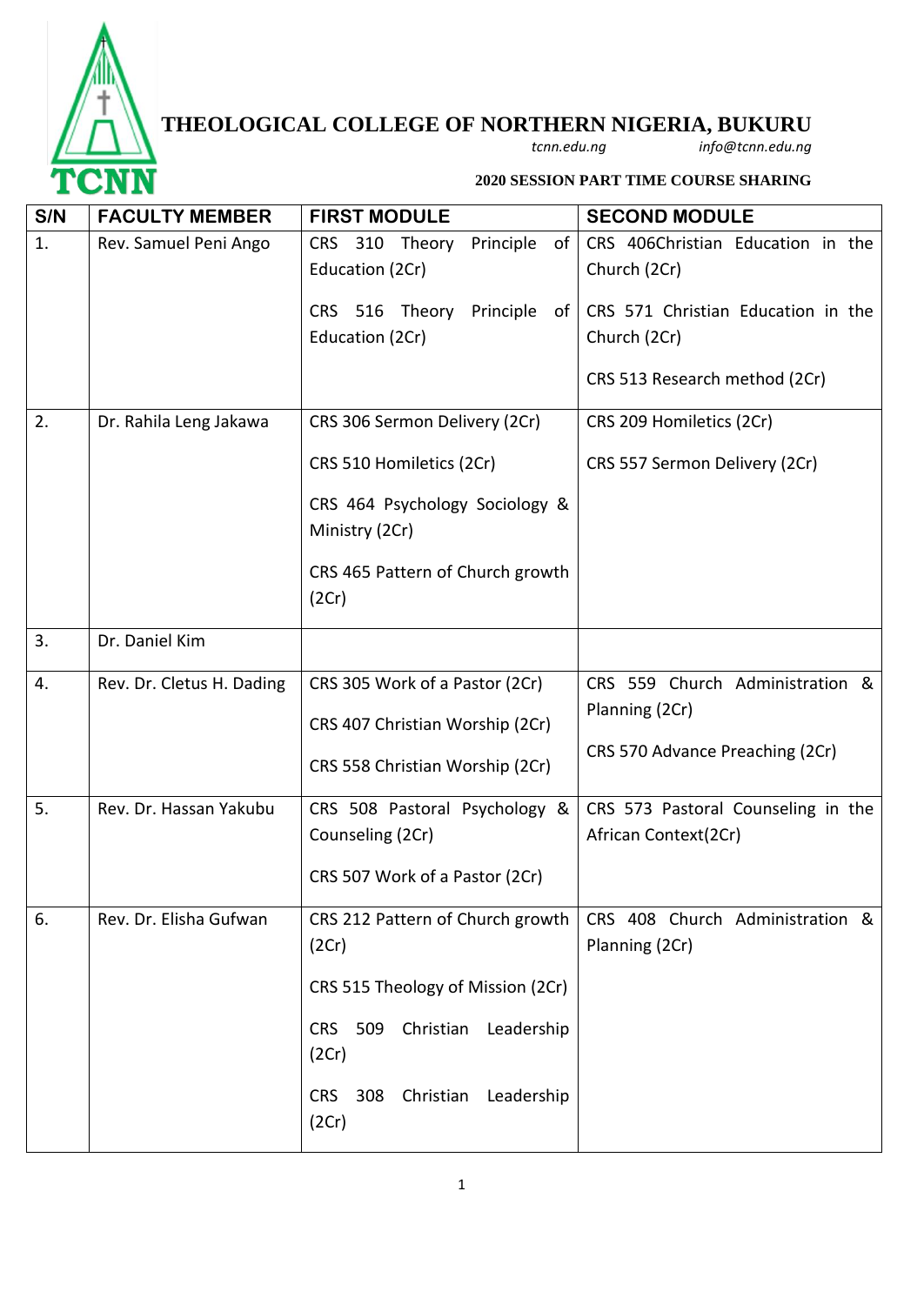# THEOLOGICAL COLLEGE OF NORTHERN NIGERIA, BUKURU

*tcnn.edu.ng* *info@tcnn.edu.ng*

**2020 SESSION PART TIME COURSE SHARING**

| S/N | FACULTY MEMBER | FIRST MODULE | SECOND MODULE |
|---|---|---|---|
| 1. | Rev. Samuel Peni Ango | CRS 310 Theory Principle of Education (2Cr)<br><br>CRS 516 Theory Principle of Education (2Cr) | CRS 406Christian Education in the Church (2Cr)<br><br>CRS 571 Christian Education in the Church (2Cr)<br><br>CRS 513 Research method (2Cr) |
| 2. | Dr. Rahila Leng Jakawa | CRS 306 Sermon Delivery (2Cr)<br><br>CRS 510 Homiletics (2Cr)<br><br>CRS 464 Psychology Sociology & Ministry (2Cr)<br><br>CRS 465 Pattern of Church growth (2Cr) | CRS 209 Homiletics (2Cr)<br><br>CRS 557 Sermon Delivery (2Cr) |
| 3. | Dr. Daniel Kim | | |
| 4. | Rev. Dr. Cletus H. Dading | CRS 305 Work of a Pastor (2Cr)<br><br>CRS 407 Christian Worship (2Cr)<br><br>CRS 558 Christian Worship (2Cr) | CRS 559 Church Administration & Planning (2Cr)<br><br>CRS 570 Advance Preaching (2Cr) |
| 5. | Rev. Dr. Hassan Yakubu | CRS 508 Pastoral Psychology & Counseling (2Cr)<br><br>CRS 507 Work of a Pastor (2Cr) | CRS 573 Pastoral Counseling in the African Context(2Cr) |
| 6. | Rev. Dr. Elisha Gufwan | CRS 212 Pattern of Church growth (2Cr)<br><br>CRS 515 Theology of Mission (2Cr)<br><br>CRS 509 Christian Leadership (2Cr)<br><br>CRS 308 Christian Leadership (2Cr) | CRS 408 Church Administration & Planning (2Cr) |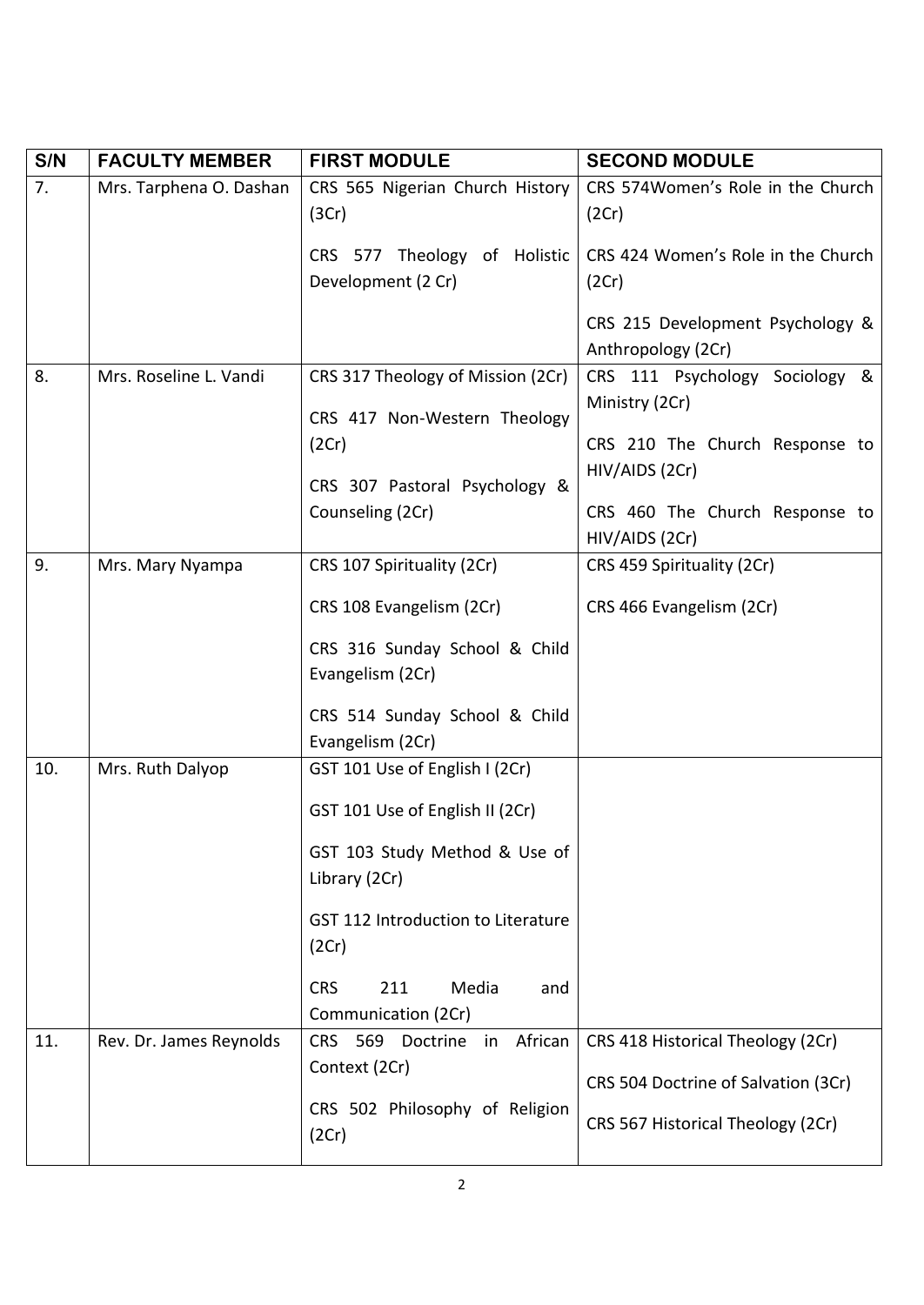| S/N | FACULTY MEMBER | FIRST MODULE | SECOND MODULE |
|---|---|---|---|
| 7. | Mrs. Tarphena O. Dashan | CRS 565 Nigerian Church History (3Cr)<br><br>CRS 577 Theology of Holistic Development (2 Cr) | CRS 574Women's Role in the Church (2Cr)<br><br>CRS 424 Women's Role in the Church (2Cr)<br><br>CRS 215 Development Psychology & Anthropology (2Cr) |
| 8. | Mrs. Roseline L. Vandi | CRS 317 Theology of Mission (2Cr)<br><br>CRS 417 Non-Western Theology (2Cr)<br><br>CRS 307 Pastoral Psychology & Counseling (2Cr) | CRS 111 Psychology Sociology & Ministry (2Cr)<br><br>CRS 210 The Church Response to HIV/AIDS (2Cr)<br><br>CRS 460 The Church Response to HIV/AIDS (2Cr) |
| 9. | Mrs. Mary Nyampa | CRS 107 Spirituality (2Cr)<br><br>CRS 108 Evangelism (2Cr)<br><br>CRS 316 Sunday School & Child Evangelism (2Cr)<br><br>CRS 514 Sunday School & Child Evangelism (2Cr) | CRS 459 Spirituality (2Cr)<br><br>CRS 466 Evangelism (2Cr) |
| 10. | Mrs. Ruth Dalyop | GST 101 Use of English I (2Cr)<br><br>GST 101 Use of English II (2Cr)<br><br>GST 103 Study Method & Use of Library (2Cr)<br><br>GST 112 Introduction to Literature (2Cr)<br><br>CRS 211 Media and Communication (2Cr) | |
| 11. | Rev. Dr. James Reynolds | CRS 569 Doctrine in African Context (2Cr)<br><br>CRS 502 Philosophy of Religion (2Cr) | CRS 418 Historical Theology (2Cr)<br><br>CRS 504 Doctrine of Salvation (3Cr)<br><br>CRS 567 Historical Theology (2Cr) |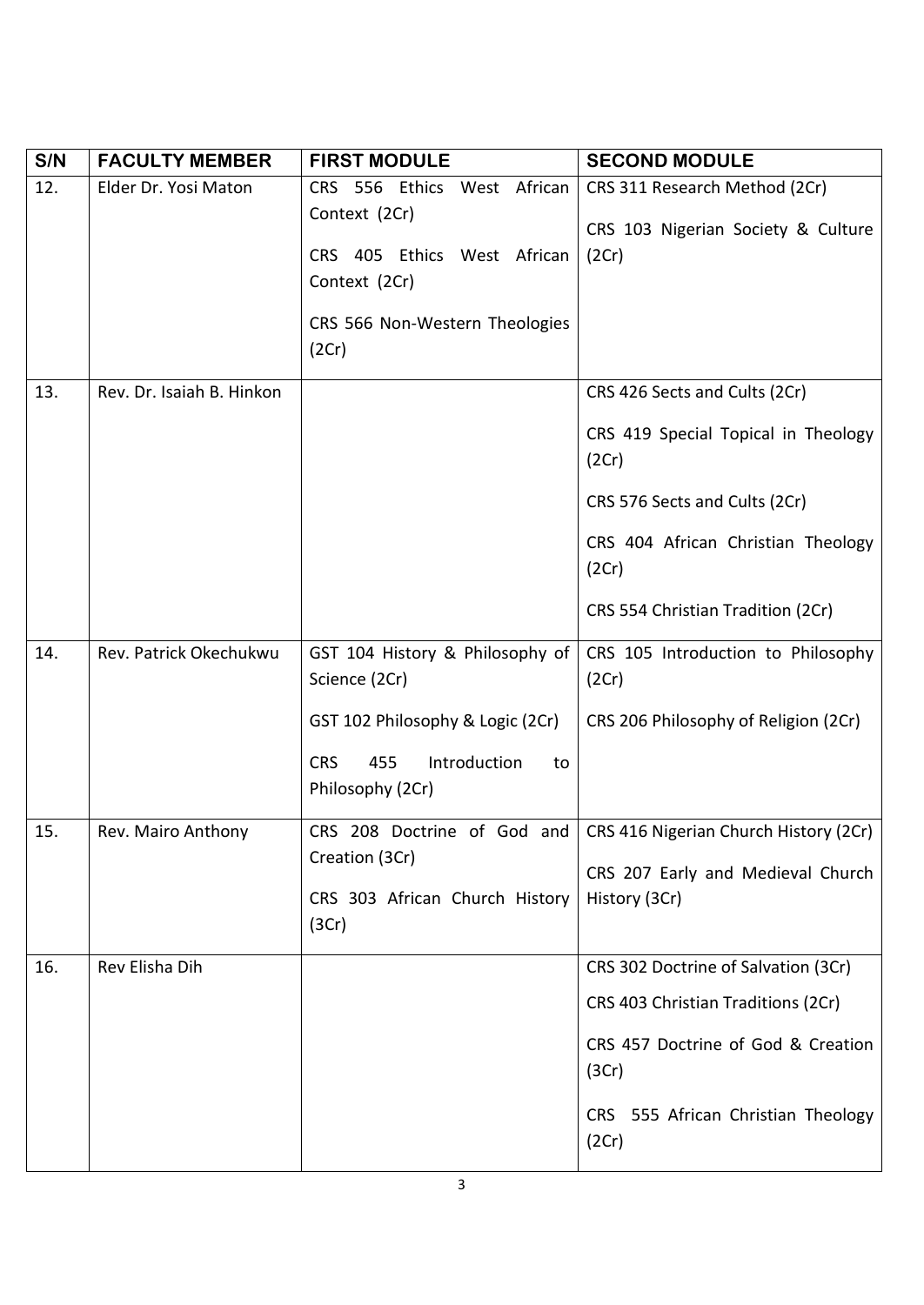| S/N | FACULTY MEMBER | FIRST MODULE | SECOND MODULE |
| --- | --- | --- | --- |
| 12. | Elder Dr. Yosi Maton | CRS 556 Ethics West African Context (2Cr)<br>CRS 405 Ethics West African Context (2Cr)<br>CRS 566 Non-Western Theologies (2Cr) | CRS 311 Research Method (2Cr)<br>CRS 103 Nigerian Society & Culture (2Cr) |
| 13. | Rev. Dr. Isaiah B. Hinkon | | CRS 426 Sects and Cults (2Cr)<br>CRS 419 Special Topical in Theology (2Cr)<br>CRS 576 Sects and Cults (2Cr)<br>CRS 404 African Christian Theology (2Cr)<br>CRS 554 Christian Tradition (2Cr) |
| 14. | Rev. Patrick Okechukwu | GST 104 History & Philosophy of Science (2Cr)<br>GST 102 Philosophy & Logic (2Cr)<br>CRS 455 Introduction to Philosophy (2Cr) | CRS 105 Introduction to Philosophy (2Cr)<br>CRS 206 Philosophy of Religion (2Cr) |
| 15. | Rev. Mairo Anthony | CRS 208 Doctrine of God and Creation (3Cr)<br>CRS 303 African Church History (3Cr) | CRS 416 Nigerian Church History (2Cr)<br>CRS 207 Early and Medieval Church History (3Cr) |
| 16. | Rev Elisha Dih | | CRS 302 Doctrine of Salvation (3Cr)<br>CRS 403 Christian Traditions (2Cr)<br>CRS 457 Doctrine of God & Creation (3Cr)<br>CRS 555 African Christian Theology (2Cr) |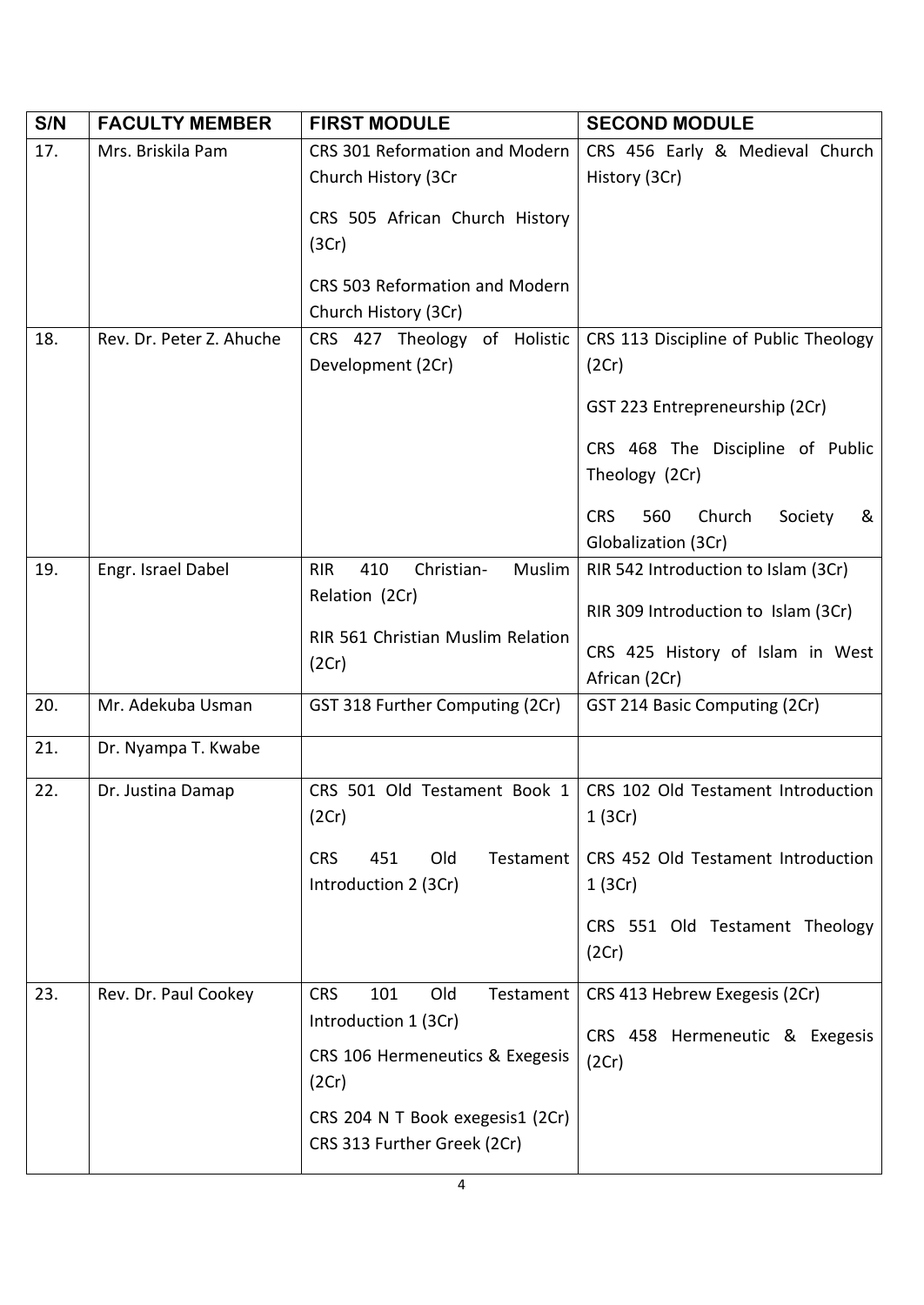| S/N | FACULTY MEMBER | FIRST MODULE | SECOND MODULE |
|---|---|---|---|
| 17. | Mrs. Briskila Pam | CRS 301 Reformation and Modern Church History (3Cr<br><br>CRS 505 African Church History (3Cr)<br><br>CRS 503 Reformation and Modern Church History (3Cr) | CRS 456 Early & Medieval Church History (3Cr) |
| 18. | Rev. Dr. Peter Z. Ahuche | CRS 427 Theology of Holistic Development (2Cr) | CRS 113 Discipline of Public Theology (2Cr)<br><br>GST 223 Entrepreneurship (2Cr)<br><br>CRS 468 The Discipline of Public Theology (2Cr)<br><br>CRS 560 Church Society & Globalization (3Cr) |
| 19. | Engr. Israel Dabel | RIR 410 Christian- Muslim Relation (2Cr)<br><br>RIR 561 Christian Muslim Relation (2Cr) | RIR 542 Introduction to Islam (3Cr)<br><br>RIR 309 Introduction to Islam (3Cr)<br><br>CRS 425 History of Islam in West African (2Cr) |
| 20. | Mr. Adekuba Usman | GST 318 Further Computing (2Cr) | GST 214 Basic Computing (2Cr) |
| 21. | Dr. Nyampa T. Kwabe | | |
| 22. | Dr. Justina Damap | CRS 501 Old Testament Book 1 (2Cr)<br><br>CRS 451 Old Testament Introduction 2 (3Cr) | CRS 102 Old Testament Introduction 1 (3Cr)<br><br>CRS 452 Old Testament Introduction 1 (3Cr)<br><br>CRS 551 Old Testament Theology (2Cr) |
| 23. | Rev. Dr. Paul Cookey | CRS 101 Old Testament Introduction 1 (3Cr)<br><br>CRS 106 Hermeneutics & Exegesis (2Cr)<br><br>CRS 204 N T Book exegesis1 (2Cr)<br>CRS 313 Further Greek (2Cr) | CRS 413 Hebrew Exegesis (2Cr)<br><br>CRS 458 Hermeneutic & Exegesis (2Cr) |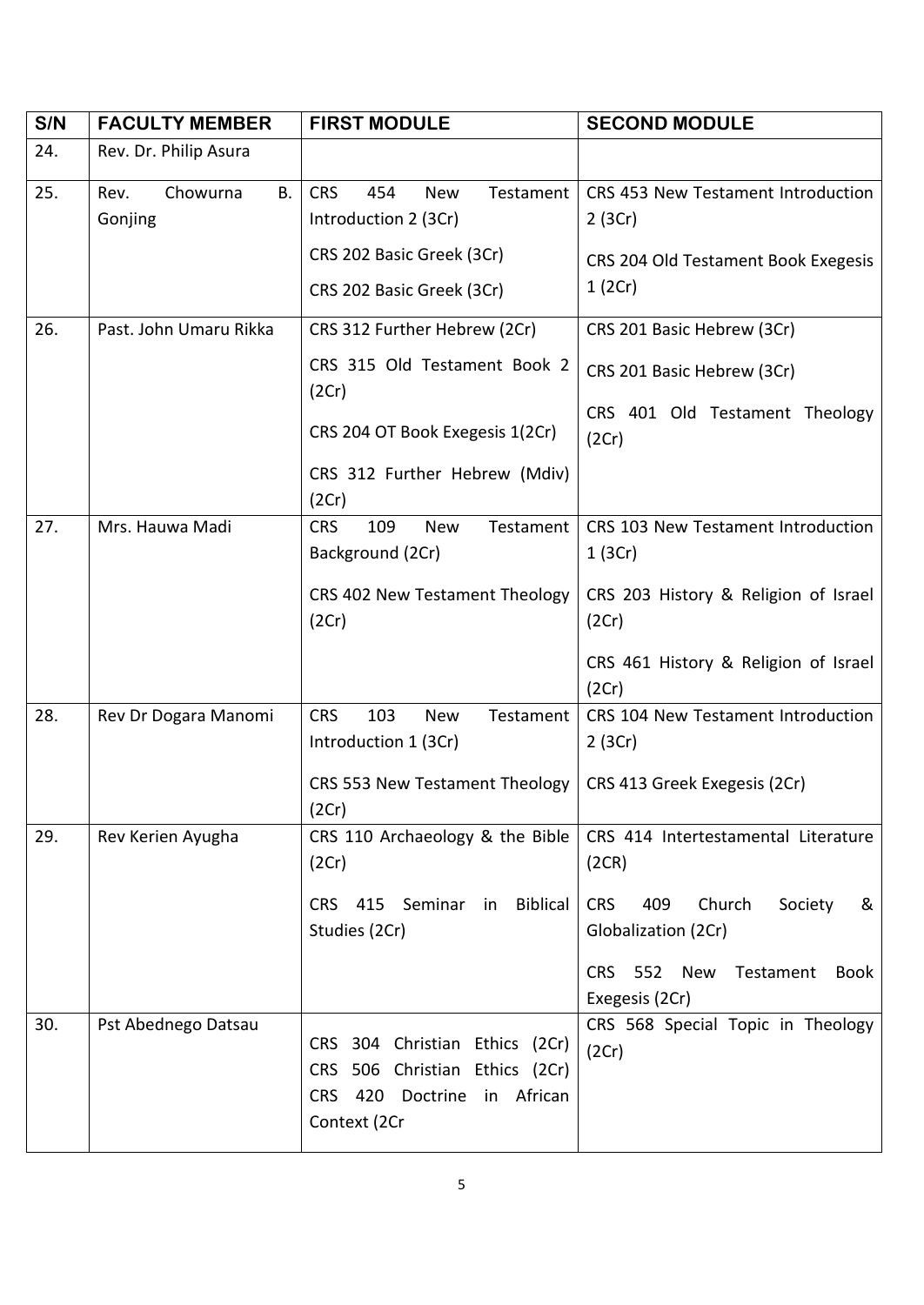| S/N | FACULTY MEMBER | FIRST MODULE | SECOND MODULE |
|---|---|---|---|
| 24. | Rev. Dr. Philip Asura | | |
| 25. | Rev. Chowurna B. Gonjing | CRS 454 New Testament Introduction 2 (3Cr)<br>CRS 202 Basic Greek (3Cr)<br>CRS 202 Basic Greek (3Cr) | CRS 453 New Testament Introduction 2 (3Cr)<br>CRS 204 Old Testament Book Exegesis 1 (2Cr) |
| 26. | Past. John Umaru Rikka | CRS 312 Further Hebrew (2Cr)<br>CRS 315 Old Testament Book 2 (2Cr)<br>CRS 204 OT Book Exegesis 1(2Cr)<br>CRS 312 Further Hebrew (Mdiv) (2Cr) | CRS 201 Basic Hebrew (3Cr)<br>CRS 201 Basic Hebrew (3Cr)<br>CRS 401 Old Testament Theology (2Cr) |
| 27. | Mrs. Hauwa Madi | CRS 109 New Testament Background (2Cr)<br>CRS 402 New Testament Theology (2Cr) | CRS 103 New Testament Introduction 1 (3Cr)<br>CRS 203 History & Religion of Israel (2Cr)<br>CRS 461 History & Religion of Israel (2Cr) |
| 28. | Rev Dr Dogara Manomi | CRS 103 New Testament Introduction 1 (3Cr)<br>CRS 553 New Testament Theology (2Cr) | CRS 104 New Testament Introduction 2 (3Cr)<br>CRS 413 Greek Exegesis (2Cr) |
| 29. | Rev Kerien Ayugha | CRS 110 Archaeology & the Bible (2Cr)<br>CRS 415 Seminar in Biblical Studies (2Cr) | CRS 414 Intertestamental Literature (2CR)<br>CRS 409 Church Society & Globalization (2Cr)<br>CRS 552 New Testament Book Exegesis (2Cr) |
| 30. | Pst Abednego Datsau | CRS 304 Christian Ethics (2Cr)<br>CRS 506 Christian Ethics (2Cr)<br>CRS 420 Doctrine in African Context (2Cr | CRS 568 Special Topic in Theology (2Cr) |